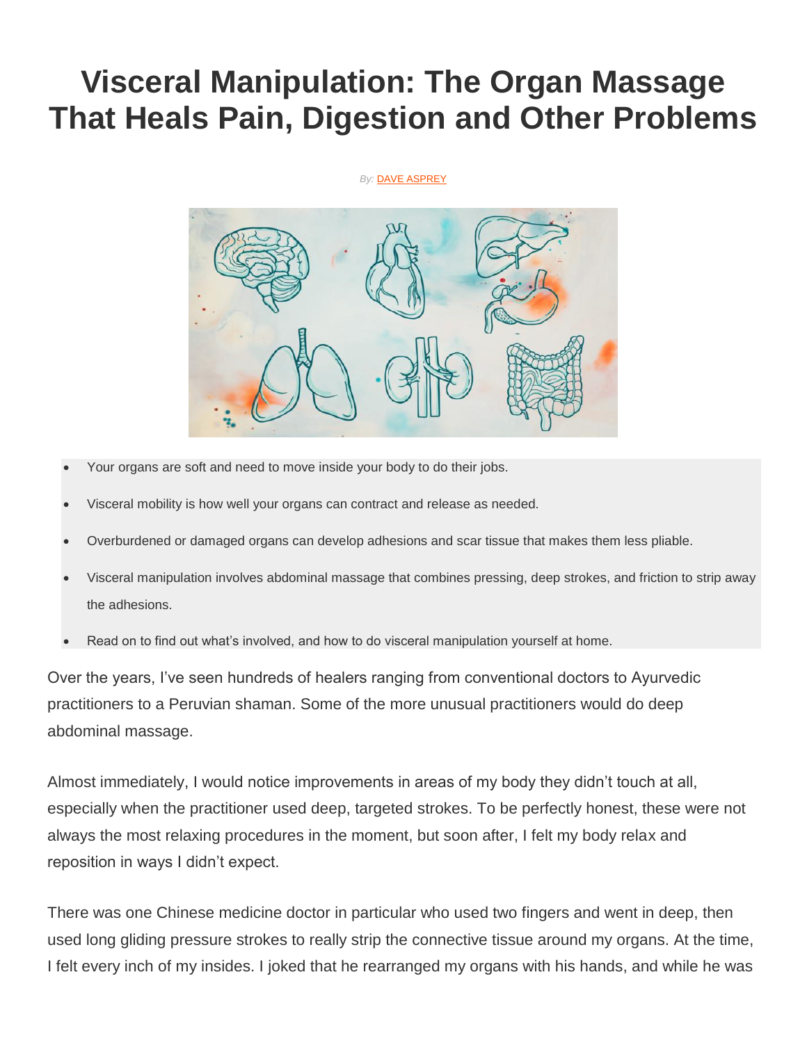# Visceral Manipulation: The Organ Massage That Heals Pain, Digestion and Other Problems

*By:* DAVE ASPREY

- Your organs are soft and need to move inside your body to do their jobs.
- Visceral mobility is how well your organs can contract and release as needed.
- Overburdened or damaged organs can develop adhesions and scar tissue that makes them less pliable.
- Visceral manipulation involves abdominal massage that combines pressing, deep strokes, and friction to strip away the adhesions.
- Read on to find out what's involved, and how to do visceral manipulation yourself at home.

Over the years, I've seen hundreds of healers ranging from conventional doctors to Ayurvedic practitioners to a Peruvian shaman. Some of the more unusual practitioners would do deep abdominal massage.

Almost immediately, I would notice improvements in areas of my body they didn't touch at all, especially when the practitioner used deep, targeted strokes. To be perfectly honest, these were not always the most relaxing procedures in the moment, but soon after, I felt my body relax and reposition in ways I didn't expect.

There was one Chinese medicine doctor in particular who used two fingers and went in deep, then used long gliding pressure strokes to really strip the connective tissue around my organs. At the time, I felt every inch of my insides. I joked that he rearranged my organs with his hands, and while he was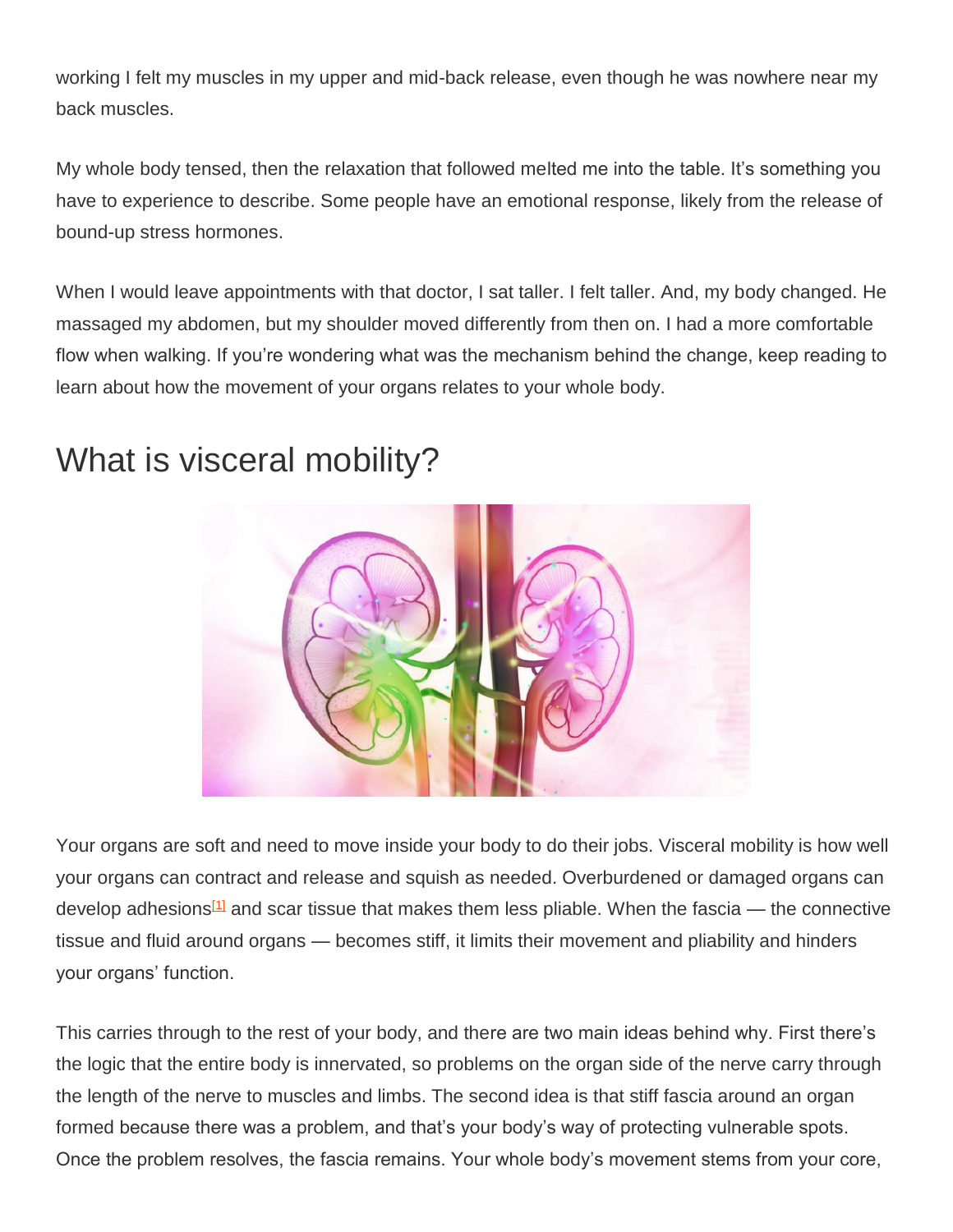working I felt my muscles in my upper and mid-back release, even though he was nowhere near my back muscles.

My whole body tensed, then the relaxation that followed melted me into the table. It's something you have to experience to describe. Some people have an emotional response, likely from the release of bound-up stress hormones.

When I would leave appointments with that doctor, I sat taller. I felt taller. And, my body changed. He massaged my abdomen, but my shoulder moved differently from then on. I had a more comfortable flow when walking. If you're wondering what was the mechanism behind the change, keep reading to learn about how the movement of your organs relates to your whole body.

## What is visceral mobility?

Your organs are soft and need to move inside your body to do their jobs. Visceral mobility is how well your organs can contract and release and squish as needed. Overburdened or damaged organs can develop adhesions[1] and scar tissue that makes them less pliable. When the fascia — the connective tissue and fluid around organs — becomes stiff, it limits their movement and pliability and hinders your organs' function.

This carries through to the rest of your body, and there are two main ideas behind why. First there's the logic that the entire body is innervated, so problems on the organ side of the nerve carry through the length of the nerve to muscles and limbs. The second idea is that stiff fascia around an organ formed because there was a problem, and that's your body's way of protecting vulnerable spots. Once the problem resolves, the fascia remains. Your whole body's movement stems from your core,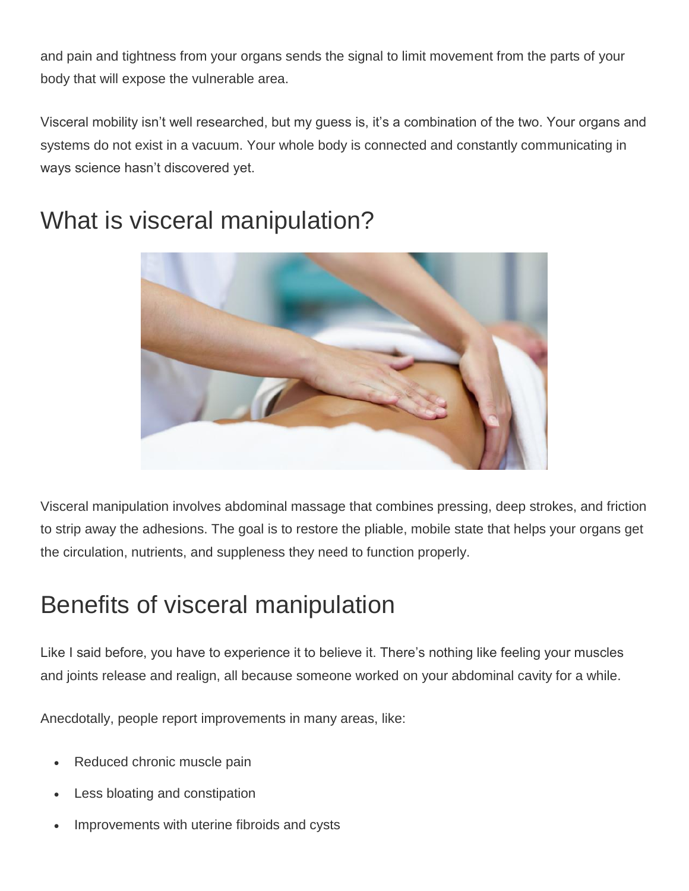and pain and tightness from your organs sends the signal to limit movement from the parts of your body that will expose the vulnerable area.

Visceral mobility isn't well researched, but my guess is, it's a combination of the two. Your organs and systems do not exist in a vacuum. Your whole body is connected and constantly communicating in ways science hasn't discovered yet.

## What is visceral manipulation?

Visceral manipulation involves abdominal massage that combines pressing, deep strokes, and friction to strip away the adhesions. The goal is to restore the pliable, mobile state that helps your organs get the circulation, nutrients, and suppleness they need to function properly.

## Benefits of visceral manipulation

Like I said before, you have to experience it to believe it. There's nothing like feeling your muscles and joints release and realign, all because someone worked on your abdominal cavity for a while.

Anecdotally, people report improvements in many areas, like:

- Reduced chronic muscle pain
- Less bloating and constipation
- Improvements with uterine fibroids and cysts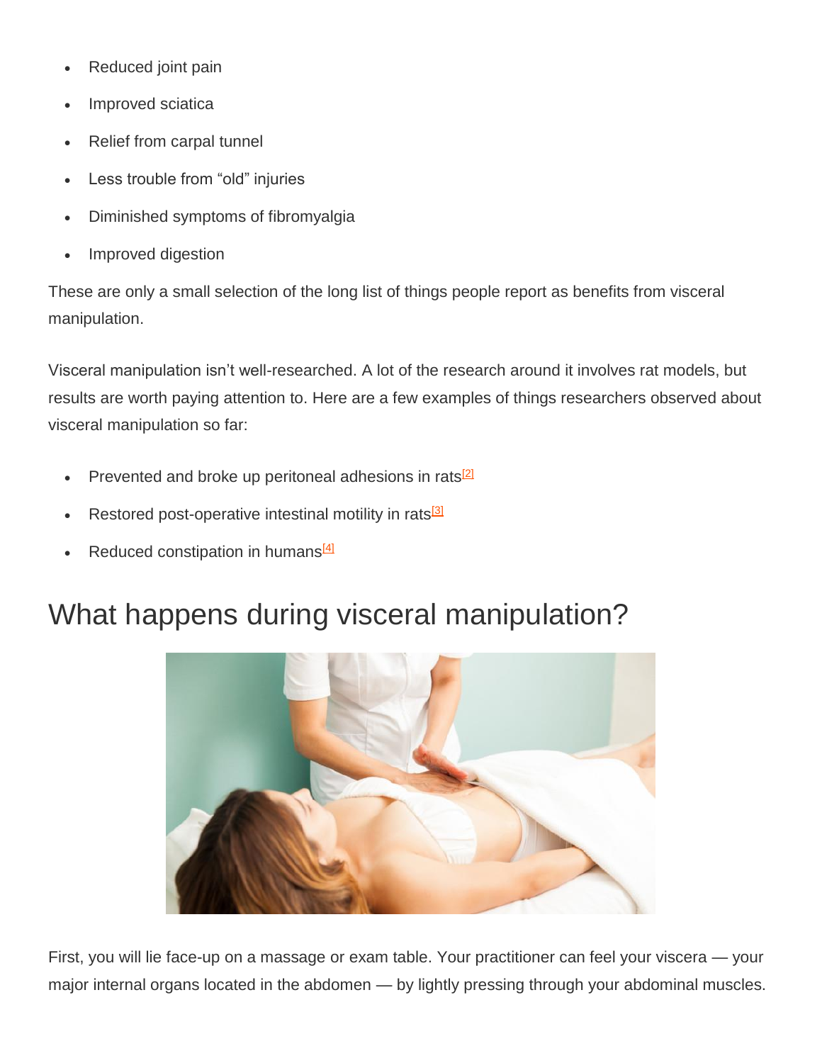- Reduced joint pain
- Improved sciatica
- Relief from carpal tunnel
- Less trouble from "old" injuries
- Diminished symptoms of fibromyalgia
- Improved digestion

These are only a small selection of the long list of things people report as benefits from visceral manipulation.

Visceral manipulation isn't well-researched. A lot of the research around it involves rat models, but results are worth paying attention to. Here are a few examples of things researchers observed about visceral manipulation so far:

- Prevented and broke up peritoneal adhesions in rats[2]
- Restored post-operative intestinal motility in rats[3]
- Reduced constipation in humans[4]

## What happens during visceral manipulation?

First, you will lie face-up on a massage or exam table. Your practitioner can feel your viscera — your major internal organs located in the abdomen — by lightly pressing through your abdominal muscles.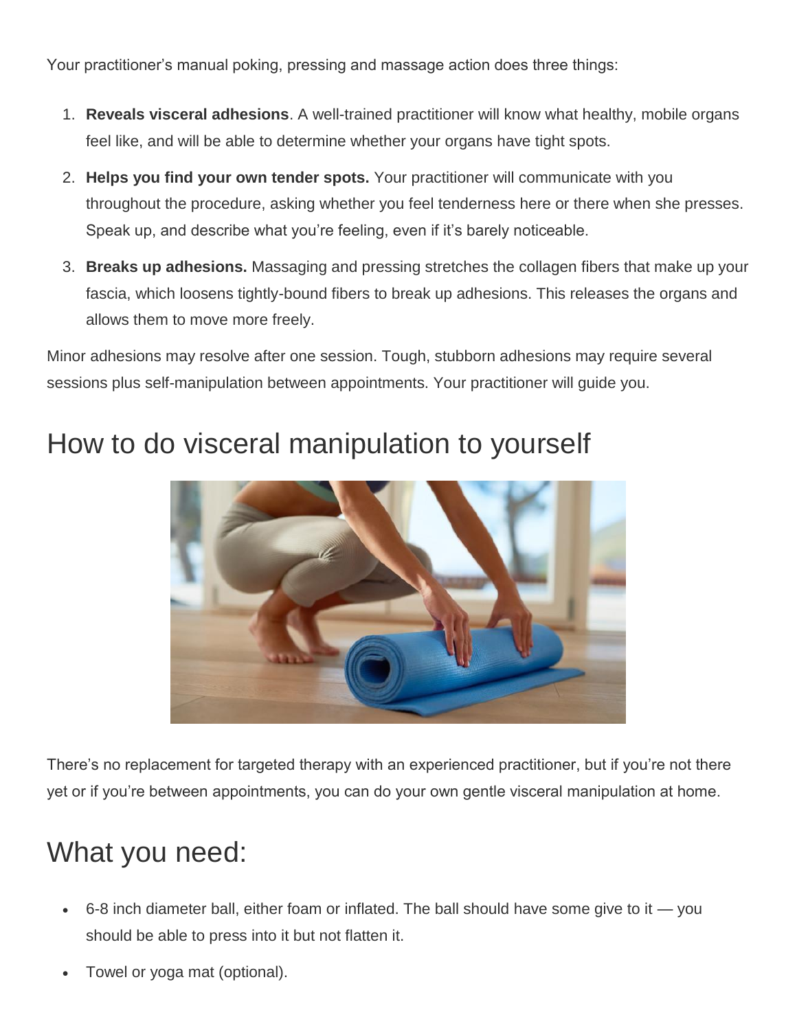Your practitioner's manual poking, pressing and massage action does three things:

1. **Reveals visceral adhesions**. A well-trained practitioner will know what healthy, mobile organs feel like, and will be able to determine whether your organs have tight spots.
2. **Helps you find your own tender spots.** Your practitioner will communicate with you throughout the procedure, asking whether you feel tenderness here or there when she presses. Speak up, and describe what you're feeling, even if it's barely noticeable.
3. **Breaks up adhesions.** Massaging and pressing stretches the collagen fibers that make up your fascia, which loosens tightly-bound fibers to break up adhesions. This releases the organs and allows them to move more freely.

Minor adhesions may resolve after one session. Tough, stubborn adhesions may require several sessions plus self-manipulation between appointments. Your practitioner will guide you.

# How to do visceral manipulation to yourself

There's no replacement for targeted therapy with an experienced practitioner, but if you're not there yet or if you're between appointments, you can do your own gentle visceral manipulation at home.

# What you need:

- 6-8 inch diameter ball, either foam or inflated. The ball should have some give to it — you should be able to press into it but not flatten it.
- Towel or yoga mat (optional).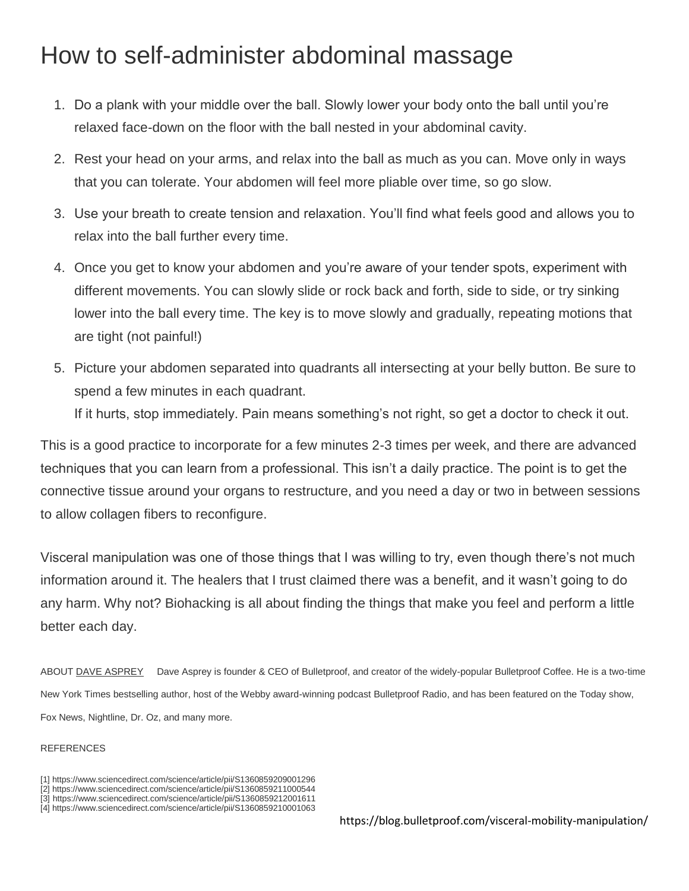# How to self-administer abdominal massage

1. Do a plank with your middle over the ball. Slowly lower your body onto the ball until you're relaxed face-down on the floor with the ball nested in your abdominal cavity.
2. Rest your head on your arms, and relax into the ball as much as you can. Move only in ways that you can tolerate. Your abdomen will feel more pliable over time, so go slow.
3. Use your breath to create tension and relaxation. You'll find what feels good and allows you to relax into the ball further every time.
4. Once you get to know your abdomen and you're aware of your tender spots, experiment with different movements. You can slowly slide or rock back and forth, side to side, or try sinking lower into the ball every time. The key is to move slowly and gradually, repeating motions that are tight (not painful!)
5. Picture your abdomen separated into quadrants all intersecting at your belly button. Be sure to spend a few minutes in each quadrant.
   If it hurts, stop immediately. Pain means something's not right, so get a doctor to check it out.

This is a good practice to incorporate for a few minutes 2-3 times per week, and there are advanced techniques that you can learn from a professional. This isn't a daily practice. The point is to get the connective tissue around your organs to restructure, and you need a day or two in between sessions to allow collagen fibers to reconfigure.

Visceral manipulation was one of those things that I was willing to try, even though there's not much information around it. The healers that I trust claimed there was a benefit, and it wasn't going to do any harm. Why not? Biohacking is all about finding the things that make you feel and perform a little better each day.

ABOUT DAVE ASPREY Dave Asprey is founder & CEO of Bulletproof, and creator of the widely-popular Bulletproof Coffee. He is a two-time New York Times bestselling author, host of the Webby award-winning podcast Bulletproof Radio, and has been featured on the Today show, Fox News, Nightline, Dr. Oz, and many more.

REFERENCES

[1] https://www.sciencedirect.com/science/article/pii/S1360859209001296
[2] https://www.sciencedirect.com/science/article/pii/S1360859211000544
[3] https://www.sciencedirect.com/science/article/pii/S1360859212001611
[4] https://www.sciencedirect.com/science/article/pii/S1360859210001063

https://blog.bulletproof.com/visceral-mobility-manipulation/